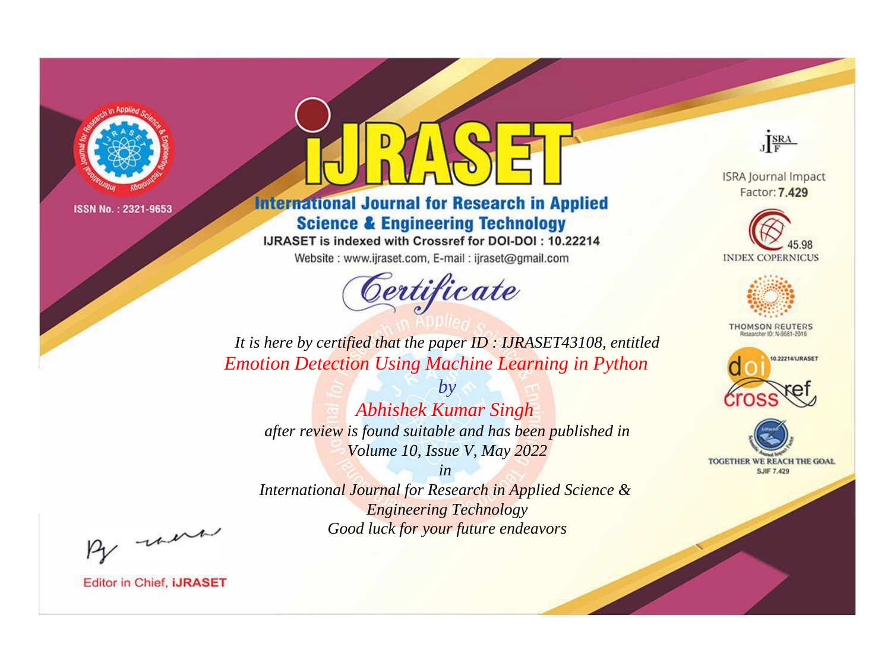ISSN No. : 2321-9653

# iJRASET

## International Journal for Research in Applied Science & Engineering Technology

IJRASET is indexed with Crossref for DOI-DOI : 10.22214

Website : www.ijraset.com, E-mail : ijraset@gmail.com

## Certificate

*It is here by certified that the paper ID : IJRASET43108, entitled*

*Emotion Detection Using Machine Learning in Python*

*by*

*Abhishek Kumar Singh*

*after review is found suitable and has been published in*

*Volume 10, Issue V, May 2022*

*in*

*International Journal for Research in Applied Science & Engineering Technology*

*Good luck for your future endeavors*

ISRA Journal Impact Factor: **7.429**

45.98 INDEX COPERNICUS

THOMSON REUTERS Researcher ID: N-9681-2016

10.22214/IJRASET

TOGETHER WE REACH THE GOAL SJIF 7.429

Editor in Chief, **iJRASET**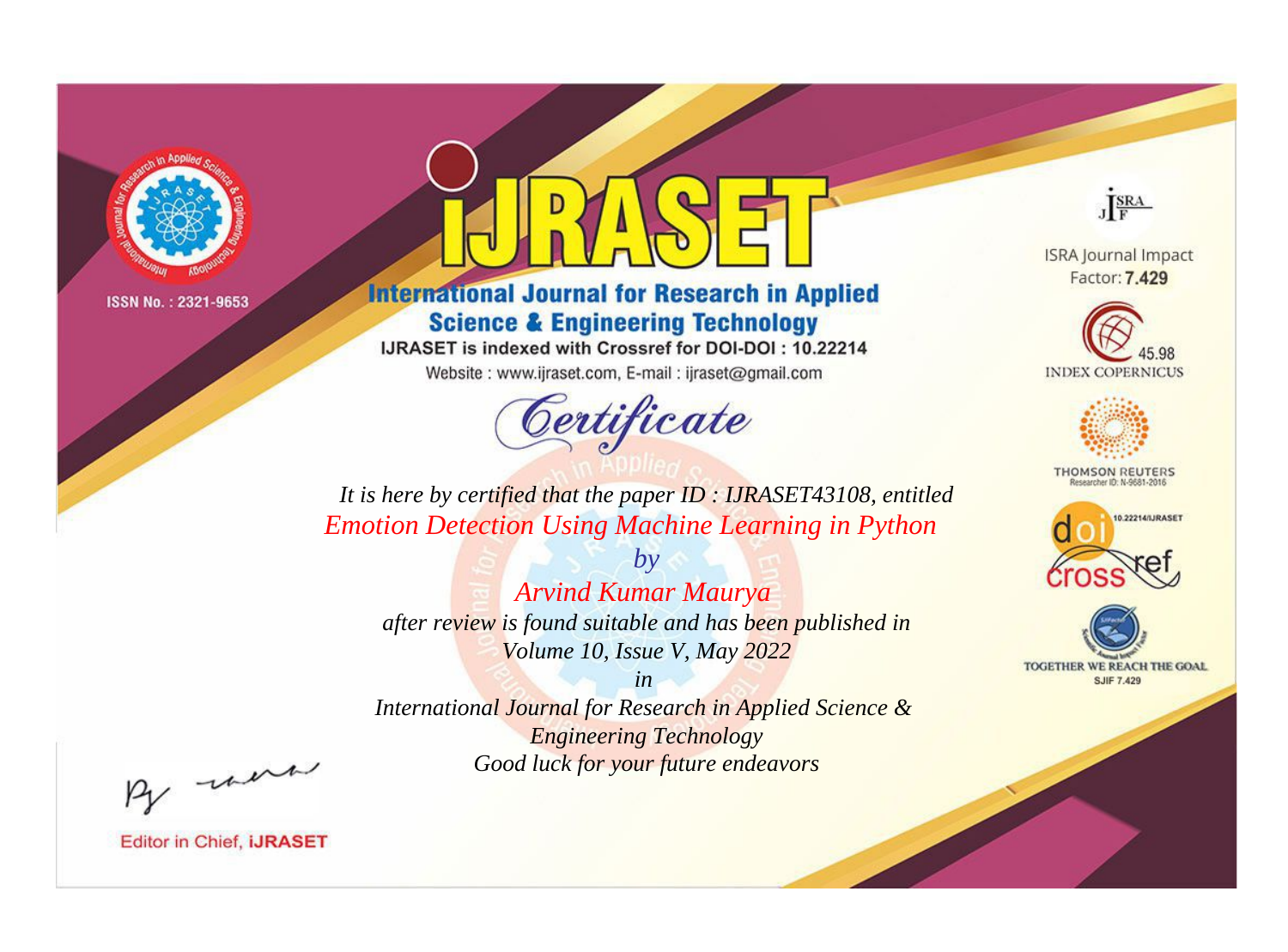ISSN No. : 2321-9653

# iJRASET

## International Journal for Research in Applied Science & Engineering Technology

IJRASET is indexed with Crossref for DOI-DOI : 10.22214

Website : www.ijraset.com, E-mail : ijraset@gmail.com

ISRA Journal Impact Factor: **7.429**

45.98 INDEX COPERNICUS

THOMSON REUTERS Researcher ID: N-9681-2016

10.22214/IJRASET

TOGETHER WE REACH THE GOAL SJIF 7.429

# Certificate

*It is here by certified that the paper ID : IJRASET43108, entitled*

*Emotion Detection Using Machine Learning in Python*

*by*

*Arvind Kumar Maurya*

*after review is found suitable and has been published in*

*Volume 10, Issue V, May 2022*

*in*

*International Journal for Research in Applied Science & Engineering Technology*

*Good luck for your future endeavors*

Editor in Chief, **iJRASET**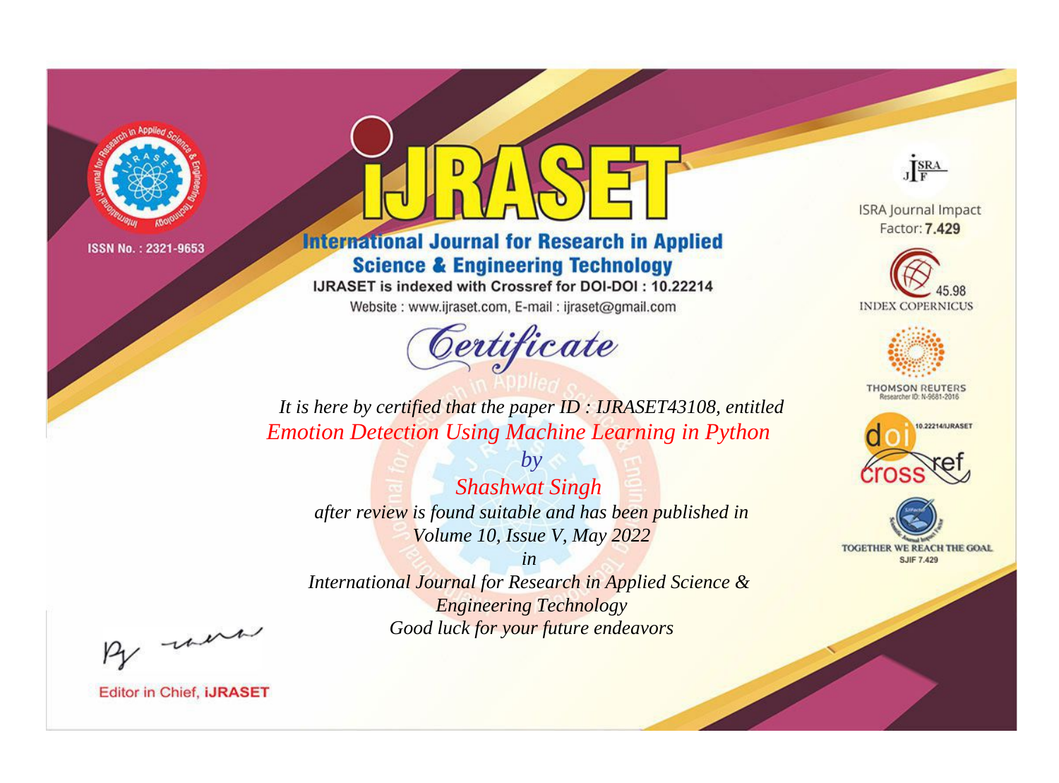ISSN No. : 2321-9653

# iJRASET

## International Journal for Research in Applied Science & Engineering Technology

IJRASET is indexed with Crossref for DOI-DOI : 10.22214

Website : www.ijraset.com, E-mail : ijraset@gmail.com

ISRA Journal Impact Factor: **7.429**

45.98 INDEX COPERNICUS

THOMSON REUTERS Researcher ID: N-9681-2016

10.22214/IJRASET

TOGETHER WE REACH THE GOAL SJIF 7.429

# *Certificate*

*It is here by certified that the paper ID : IJRASET43108, entitled*

*Emotion Detection Using Machine Learning in Python*

*by*

*Shashwat Singh*

*after review is found suitable and has been published in*

*Volume 10, Issue V, May 2022*

*in*

*International Journal for Research in Applied Science & Engineering Technology*

*Good luck for your future endeavors*

Editor in Chief, **iJRASET**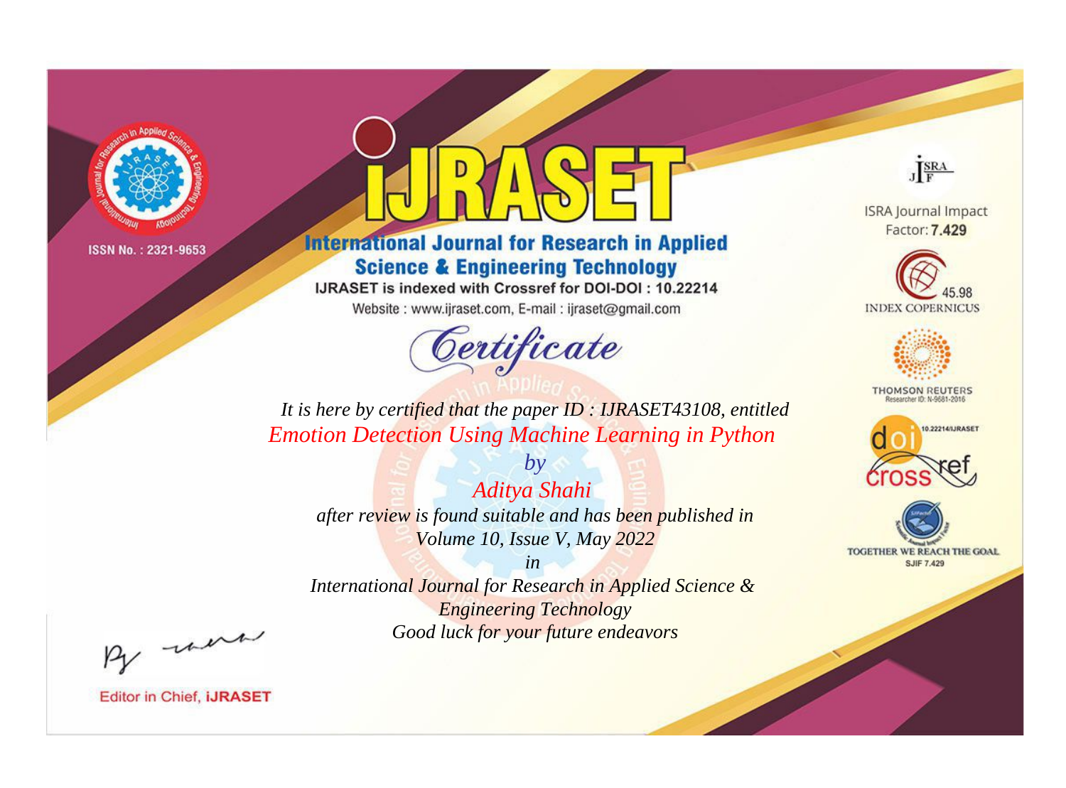ISSN No. : 2321-9653

# iJRASET

## International Journal for Research in Applied Science & Engineering Technology

IJRASET is indexed with Crossref for DOI-DOI : 10.22214

Website : www.ijraset.com, E-mail : ijraset@gmail.com

# Certificate

*It is here by certified that the paper ID : IJRASET43108, entitled*

*Emotion Detection Using Machine Learning in Python*

*by*

*Aditya Shahi*

*after review is found suitable and has been published in*

*Volume 10, Issue V, May 2022*

*in*

*International Journal for Research in Applied Science & Engineering Technology*

*Good luck for your future endeavors*

ISRA Journal Impact Factor: **7.429**

45.98 INDEX COPERNICUS

THOMSON REUTERS Researcher ID: N-9681-2016

10.22214/IJRASET

TOGETHER WE REACH THE GOAL SJIF 7.429

Editor in Chief, **iJRASET**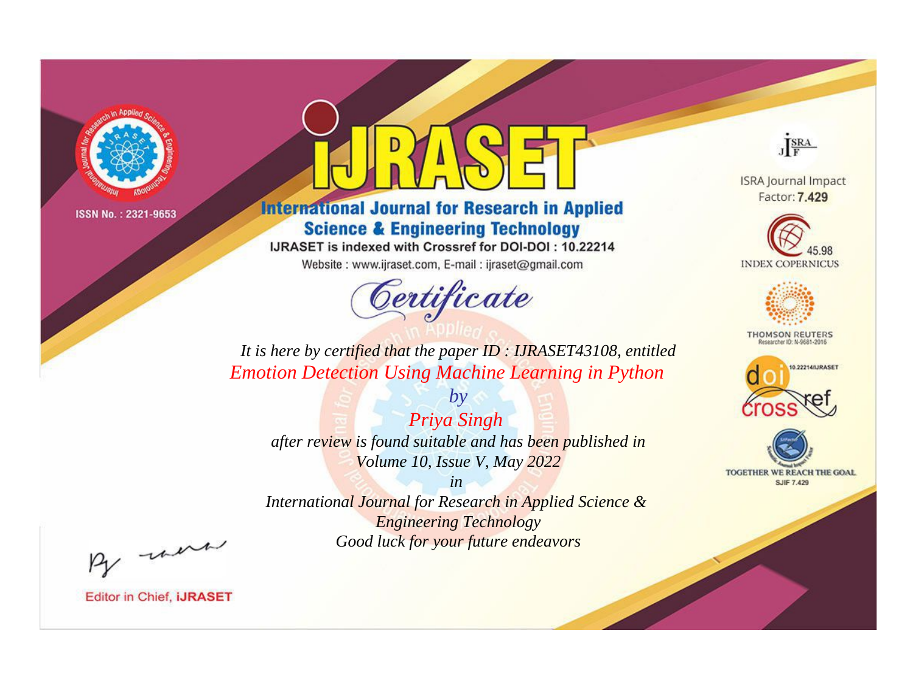ISSN No. : 2321-9653

# iJRASET

## International Journal for Research in Applied Science & Engineering Technology

IJRASET is indexed with Crossref for DOI-DOI : 10.22214

Website : www.ijraset.com, E-mail : ijraset@gmail.com

*Certificate*

*It is here by certified that the paper ID : IJRASET43108, entitled*

*Emotion Detection Using Machine Learning in Python*

*by*

*Priya Singh*

*after review is found suitable and has been published in*

*Volume 10, Issue V, May 2022*

*in*

*International Journal for Research in Applied Science & Engineering Technology*

*Good luck for your future endeavors*

ISRA Journal Impact Factor: **7.429**

45.98 INDEX COPERNICUS

THOMSON REUTERS Researcher ID: N-9681-2016

10.22214/IJRASET

TOGETHER WE REACH THE GOAL SJIF 7.429

Editor in Chief, **iJRASET**